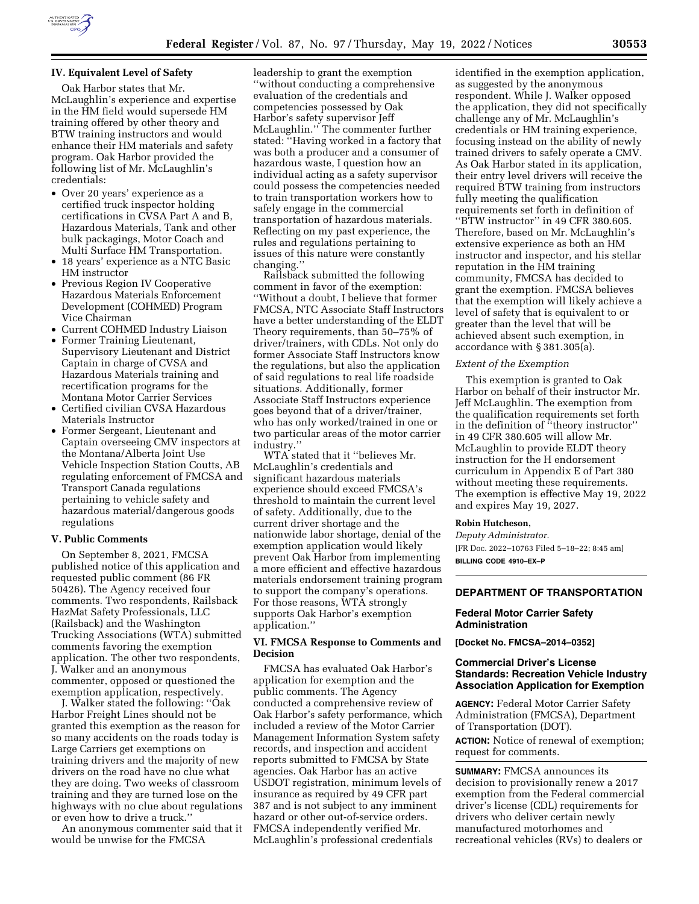## IV. Equivalent Level of Safety

Oak Harbor states that Mr. McLaughlin's experience and expertise in the HM field would supersede HM training offered by other theory and BTW training instructors and would enhance their HM materials and safety program. Oak Harbor provided the following list of Mr. McLaughlin's credentials:

- Over 20 years' experience as a certified truck inspector holding certifications in CVSA Part A and B, Hazardous Materials, Tank and other bulk packagings, Motor Coach and Multi Surface HM Transportation.
- 18 years' experience as a NTC Basic HM instructor
- Previous Region IV Cooperative Hazardous Materials Enforcement Development (COHMED) Program Vice Chairman
- Current COHMED Industry Liaison
- Former Training Lieutenant, Supervisory Lieutenant and District Captain in charge of CVSA and Hazardous Materials training and recertification programs for the Montana Motor Carrier Services
- Certified civilian CVSA Hazardous Materials Instructor
- Former Sergeant, Lieutenant and Captain overseeing CMV inspectors at the Montana/Alberta Joint Use Vehicle Inspection Station Coutts, AB regulating enforcement of FMCSA and Transport Canada regulations pertaining to vehicle safety and hazardous material/dangerous goods regulations

## V. Public Comments

On September 8, 2021, FMCSA published notice of this application and requested public comment (86 FR 50426). The Agency received four comments. Two respondents, Railsback HazMat Safety Professionals, LLC (Railsback) and the Washington Trucking Associations (WTA) submitted comments favoring the exemption application. The other two respondents, J. Walker and an anonymous commenter, opposed or questioned the exemption application, respectively.

J. Walker stated the following: ''Oak Harbor Freight Lines should not be granted this exemption as the reason for so many accidents on the roads today is Large Carriers get exemptions on training drivers and the majority of new drivers on the road have no clue what they are doing. Two weeks of classroom training and they are turned lose on the highways with no clue about regulations or even how to drive a truck.''

An anonymous commenter said that it would be unwise for the FMCSA leadership to grant the exemption ''without conducting a comprehensive evaluation of the credentials and competencies possessed by Oak Harbor's safety supervisor Jeff McLaughlin.'' The commenter further stated: ''Having worked in a factory that was both a producer and a consumer of hazardous waste, I question how an individual acting as a safety supervisor could possess the competencies needed to train transportation workers how to safely engage in the commercial transportation of hazardous materials. Reflecting on my past experience, the rules and regulations pertaining to issues of this nature were constantly changing.''

Railsback submitted the following comment in favor of the exemption: ''Without a doubt, I believe that former FMCSA, NTC Associate Staff Instructors have a better understanding of the ELDT Theory requirements, than 50–75% of driver/trainers, with CDLs. Not only do former Associate Staff Instructors know the regulations, but also the application of said regulations to real life roadside situations. Additionally, former Associate Staff Instructors experience goes beyond that of a driver/trainer, who has only worked/trained in one or two particular areas of the motor carrier industry.''

WTA stated that it ''believes Mr. McLaughlin's credentials and significant hazardous materials experience should exceed FMCSA's threshold to maintain the current level of safety. Additionally, due to the current driver shortage and the nationwide labor shortage, denial of the exemption application would likely prevent Oak Harbor from implementing a more efficient and effective hazardous materials endorsement training program to support the company's operations. For those reasons, WTA strongly supports Oak Harbor's exemption application.''

## VI. FMCSA Response to Comments and Decision

FMCSA has evaluated Oak Harbor's application for exemption and the public comments. The Agency conducted a comprehensive review of Oak Harbor's safety performance, which included a review of the Motor Carrier Management Information System safety records, and inspection and accident reports submitted to FMCSA by State agencies. Oak Harbor has an active USDOT registration, minimum levels of insurance as required by 49 CFR part 387 and is not subject to any imminent hazard or other out-of-service orders. FMCSA independently verified Mr. McLaughlin's professional credentials identified in the exemption application, as suggested by the anonymous respondent. While J. Walker opposed the application, they did not specifically challenge any of Mr. McLaughlin's credentials or HM training experience, focusing instead on the ability of newly trained drivers to safely operate a CMV. As Oak Harbor stated in its application, their entry level drivers will receive the required BTW training from instructors fully meeting the qualification requirements set forth in definition of ''BTW instructor'' in 49 CFR 380.605. Therefore, based on Mr. McLaughlin's extensive experience as both an HM instructor and inspector, and his stellar reputation in the HM training community, FMCSA has decided to grant the exemption. FMCSA believes that the exemption will likely achieve a level of safety that is equivalent to or greater than the level that will be achieved absent such exemption, in accordance with § 381.305(a).

### *Extent of the Exemption*

This exemption is granted to Oak Harbor on behalf of their instructor Mr. Jeff McLaughlin. The exemption from the qualification requirements set forth in the definition of ''theory instructor'' in 49 CFR 380.605 will allow Mr. McLaughlin to provide ELDT theory instruction for the H endorsement curriculum in Appendix E of Part 380 without meeting these requirements. The exemption is effective May 19, 2022 and expires May 19, 2027.

**Robin Hutcheson,**

*Deputy Administrator.*

[FR Doc. 2022–10763 Filed 5–18–22; 8:45 am]

**BILLING CODE 4910–EX–P**

---

# DEPARTMENT OF TRANSPORTATION

## Federal Motor Carrier Safety Administration

**[Docket No. FMCSA–2014–0352]**

## Commercial Driver's License Standards: Recreation Vehicle Industry Association Application for Exemption

**AGENCY:** Federal Motor Carrier Safety Administration (FMCSA), Department of Transportation (DOT).

**ACTION:** Notice of renewal of exemption; request for comments.

**SUMMARY:** FMCSA announces its decision to provisionally renew a 2017 exemption from the Federal commercial driver's license (CDL) requirements for drivers who deliver certain newly manufactured motorhomes and recreational vehicles (RVs) to dealers or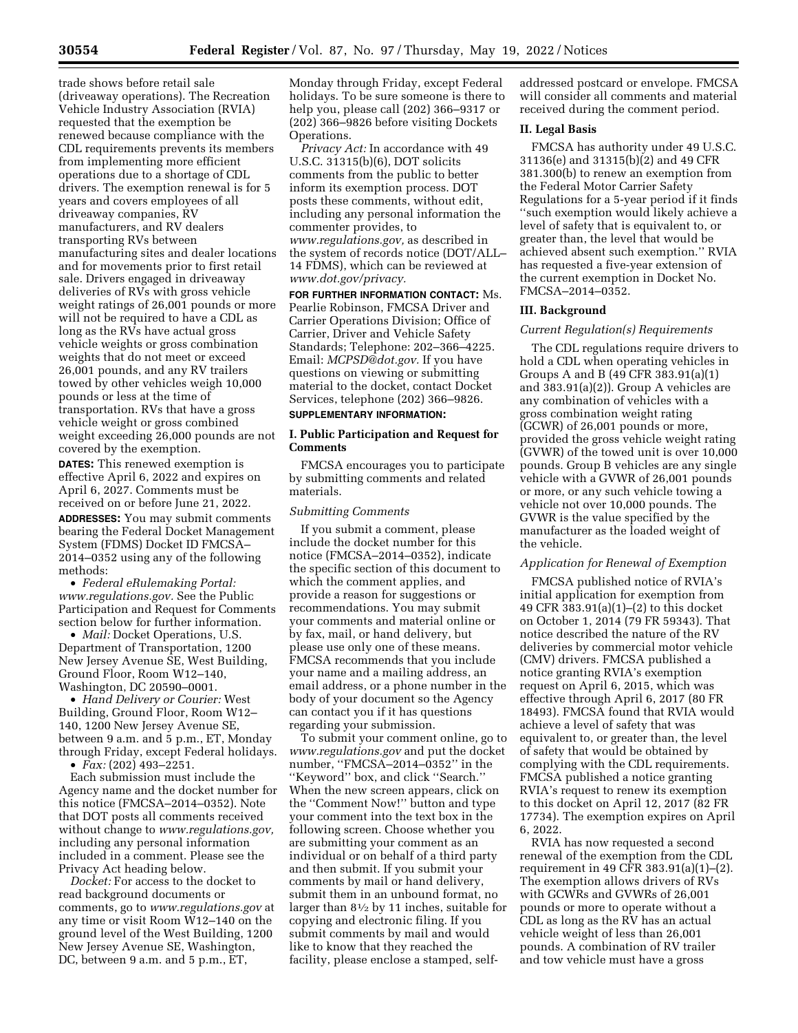trade shows before retail sale (driveaway operations). The Recreation Vehicle Industry Association (RVIA) requested that the exemption be renewed because compliance with the CDL requirements prevents its members from implementing more efficient operations due to a shortage of CDL drivers. The exemption renewal is for 5 years and covers employees of all driveaway companies, RV manufacturers, and RV dealers transporting RVs between manufacturing sites and dealer locations and for movements prior to first retail sale. Drivers engaged in driveaway deliveries of RVs with gross vehicle weight ratings of 26,001 pounds or more will not be required to have a CDL as long as the RVs have actual gross vehicle weights or gross combination weights that do not meet or exceed 26,001 pounds, and any RV trailers towed by other vehicles weigh 10,000 pounds or less at the time of transportation. RVs that have a gross vehicle weight or gross combined weight exceeding 26,000 pounds are not covered by the exemption.

**DATES:** This renewed exemption is effective April 6, 2022 and expires on April 6, 2027. Comments must be received on or before June 21, 2022.

**ADDRESSES:** You may submit comments bearing the Federal Docket Management System (FDMS) Docket ID FMCSA–2014–0352 using any of the following methods:

- *Federal eRulemaking Portal: www.regulations.gov.* See the Public Participation and Request for Comments section below for further information.
- *Mail:* Docket Operations, U.S. Department of Transportation, 1200 New Jersey Avenue SE, West Building, Ground Floor, Room W12–140, Washington, DC 20590–0001.
- *Hand Delivery or Courier:* West Building, Ground Floor, Room W12–140, 1200 New Jersey Avenue SE, between 9 a.m. and 5 p.m., ET, Monday through Friday, except Federal holidays.
- *Fax:* (202) 493–2251.

Each submission must include the Agency name and the docket number for this notice (FMCSA–2014–0352). Note that DOT posts all comments received without change to *www.regulations.gov,* including any personal information included in a comment. Please see the Privacy Act heading below.

*Docket:* For access to the docket to read background documents or comments, go to *www.regulations.gov* at any time or visit Room W12–140 on the ground level of the West Building, 1200 New Jersey Avenue SE, Washington, DC, between 9 a.m. and 5 p.m., ET, Monday through Friday, except Federal holidays. To be sure someone is there to help you, please call (202) 366–9317 or (202) 366–9826 before visiting Dockets Operations.

*Privacy Act:* In accordance with 49 U.S.C. 31315(b)(6), DOT solicits comments from the public to better inform its exemption process. DOT posts these comments, without edit, including any personal information the commenter provides, to *www.regulations.gov,* as described in the system of records notice (DOT/ALL–14 FDMS), which can be reviewed at *www.dot.gov/privacy.*

**FOR FURTHER INFORMATION CONTACT:** Ms. Pearlie Robinson, FMCSA Driver and Carrier Operations Division; Office of Carrier, Driver and Vehicle Safety Standards; Telephone: 202–366–4225. Email: *MCPSD@dot.gov.* If you have questions on viewing or submitting material to the docket, contact Docket Services, telephone (202) 366–9826.

**SUPPLEMENTARY INFORMATION:**

## I. Public Participation and Request for Comments

FMCSA encourages you to participate by submitting comments and related materials.

### *Submitting Comments*

If you submit a comment, please include the docket number for this notice (FMCSA–2014–0352), indicate the specific section of this document to which the comment applies, and provide a reason for suggestions or recommendations. You may submit your comments and material online or by fax, mail, or hand delivery, but please use only one of these means. FMCSA recommends that you include your name and a mailing address, an email address, or a phone number in the body of your document so the Agency can contact you if it has questions regarding your submission.

To submit your comment online, go to *www.regulations.gov* and put the docket number, ''FMCSA–2014–0352'' in the ''Keyword'' box, and click ''Search.'' When the new screen appears, click on the ''Comment Now!'' button and type your comment into the text box in the following screen. Choose whether you are submitting your comment as an individual or on behalf of a third party and then submit. If you submit your comments by mail or hand delivery, submit them in an unbound format, no larger than 8½ by 11 inches, suitable for copying and electronic filing. If you submit comments by mail and would like to know that they reached the facility, please enclose a stamped, self-addressed postcard or envelope. FMCSA will consider all comments and material received during the comment period.

## II. Legal Basis

FMCSA has authority under 49 U.S.C. 31136(e) and 31315(b)(2) and 49 CFR 381.300(b) to renew an exemption from the Federal Motor Carrier Safety Regulations for a 5-year period if it finds ''such exemption would likely achieve a level of safety that is equivalent to, or greater than, the level that would be achieved absent such exemption.'' RVIA has requested a five-year extension of the current exemption in Docket No. FMCSA–2014–0352.

## III. Background

### *Current Regulation(s) Requirements*

The CDL regulations require drivers to hold a CDL when operating vehicles in Groups A and B (49 CFR 383.91(a)(1) and 383.91(a)(2)). Group A vehicles are any combination of vehicles with a gross combination weight rating (GCWR) of 26,001 pounds or more, provided the gross vehicle weight rating (GVWR) of the towed unit is over 10,000 pounds. Group B vehicles are any single vehicle with a GVWR of 26,001 pounds or more, or any such vehicle towing a vehicle not over 10,000 pounds. The GVWR is the value specified by the manufacturer as the loaded weight of the vehicle.

### *Application for Renewal of Exemption*

FMCSA published notice of RVIA's initial application for exemption from 49 CFR 383.91(a)(1)–(2) to this docket on October 1, 2014 (79 FR 59343). That notice described the nature of the RV deliveries by commercial motor vehicle (CMV) drivers. FMCSA published a notice granting RVIA's exemption request on April 6, 2015, which was effective through April 6, 2017 (80 FR 18493). FMCSA found that RVIA would achieve a level of safety that was equivalent to, or greater than, the level of safety that would be obtained by complying with the CDL requirements. FMCSA published a notice granting RVIA's request to renew its exemption to this docket on April 12, 2017 (82 FR 17734). The exemption expires on April 6, 2022.

RVIA has now requested a second renewal of the exemption from the CDL requirement in 49 CFR 383.91(a)(1)–(2). The exemption allows drivers of RVs with GCWRs and GVWRs of 26,001 pounds or more to operate without a CDL as long as the RV has an actual vehicle weight of less than 26,001 pounds. A combination of RV trailer and tow vehicle must have a gross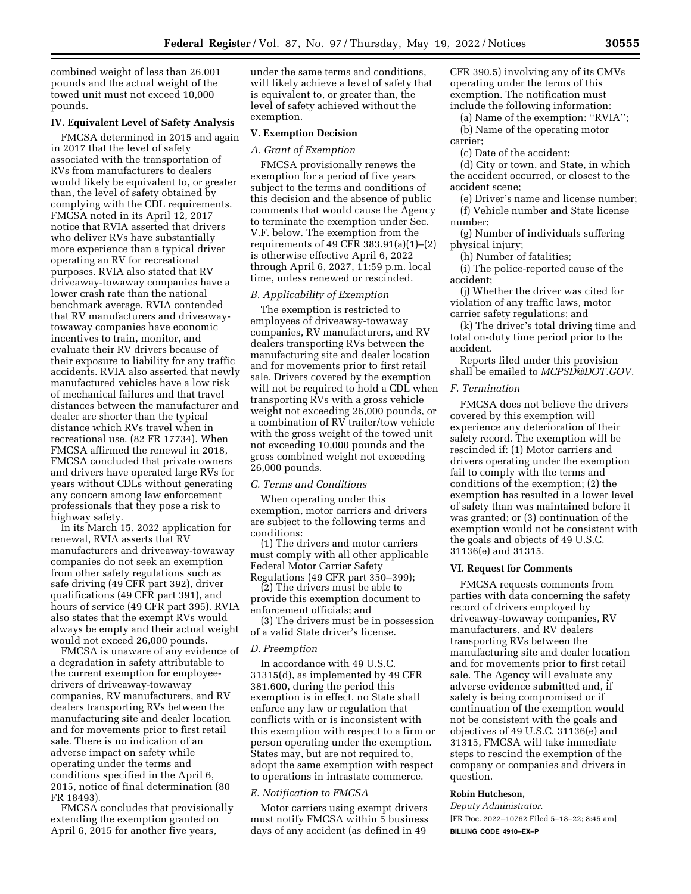combined weight of less than 26,001 pounds and the actual weight of the towed unit must not exceed 10,000 pounds.

### IV. Equivalent Level of Safety Analysis

FMCSA determined in 2015 and again in 2017 that the level of safety associated with the transportation of RVs from manufacturers to dealers would likely be equivalent to, or greater than, the level of safety obtained by complying with the CDL requirements. FMCSA noted in its April 12, 2017 notice that RVIA asserted that drivers who deliver RVs have substantially more experience than a typical driver operating an RV for recreational purposes. RVIA also stated that RV driveaway-towaway companies have a lower crash rate than the national benchmark average. RVIA contended that RV manufacturers and driveaway-towaway companies have economic incentives to train, monitor, and evaluate their RV drivers because of their exposure to liability for any traffic accidents. RVIA also asserted that newly manufactured vehicles have a low risk of mechanical failures and that travel distances between the manufacturer and dealer are shorter than the typical distance which RVs travel when in recreational use. (82 FR 17734). When FMCSA affirmed the renewal in 2018, FMCSA concluded that private owners and drivers have operated large RVs for years without CDLs without generating any concern among law enforcement professionals that they pose a risk to highway safety.

In its March 15, 2022 application for renewal, RVIA asserts that RV manufacturers and driveaway-towaway companies do not seek an exemption from other safety regulations such as safe driving (49 CFR part 392), driver qualifications (49 CFR part 391), and hours of service (49 CFR part 395). RVIA also states that the exempt RVs would always be empty and their actual weight would not exceed 26,000 pounds.

FMCSA is unaware of any evidence of a degradation in safety attributable to the current exemption for employee-drivers of driveaway-towaway companies, RV manufacturers, and RV dealers transporting RVs between the manufacturing site and dealer location and for movements prior to first retail sale. There is no indication of an adverse impact on safety while operating under the terms and conditions specified in the April 6, 2015, notice of final determination (80 FR 18493).

FMCSA concludes that provisionally extending the exemption granted on April 6, 2015 for another five years, under the same terms and conditions, will likely achieve a level of safety that is equivalent to, or greater than, the level of safety achieved without the exemption.

### V. Exemption Decision

#### *A. Grant of Exemption*

FMCSA provisionally renews the exemption for a period of five years subject to the terms and conditions of this decision and the absence of public comments that would cause the Agency to terminate the exemption under Sec. V.F. below. The exemption from the requirements of 49 CFR 383.91(a)(1)–(2) is otherwise effective April 6, 2022 through April 6, 2027, 11:59 p.m. local time, unless renewed or rescinded.

#### *B. Applicability of Exemption*

The exemption is restricted to employees of driveaway-towaway companies, RV manufacturers, and RV dealers transporting RVs between the manufacturing site and dealer location and for movements prior to first retail sale. Drivers covered by the exemption will not be required to hold a CDL when transporting RVs with a gross vehicle weight not exceeding 26,000 pounds, or a combination of RV trailer/tow vehicle with the gross weight of the towed unit not exceeding 10,000 pounds and the gross combined weight not exceeding 26,000 pounds.

#### *C. Terms and Conditions*

When operating under this exemption, motor carriers and drivers are subject to the following terms and conditions:

(1) The drivers and motor carriers must comply with all other applicable Federal Motor Carrier Safety Regulations (49 CFR part 350–399);

(2) The drivers must be able to provide this exemption document to enforcement officials; and

(3) The drivers must be in possession of a valid State driver's license.

#### *D. Preemption*

In accordance with 49 U.S.C. 31315(d), as implemented by 49 CFR 381.600, during the period this exemption is in effect, no State shall enforce any law or regulation that conflicts with or is inconsistent with this exemption with respect to a firm or person operating under the exemption. States may, but are not required to, adopt the same exemption with respect to operations in intrastate commerce.

#### *E. Notification to FMCSA*

Motor carriers using exempt drivers must notify FMCSA within 5 business days of any accident (as defined in 49 CFR 390.5) involving any of its CMVs operating under the terms of this exemption. The notification must include the following information:

(a) Name of the exemption: ''RVIA'';

(b) Name of the operating motor carrier;

(c) Date of the accident;

(d) City or town, and State, in which the accident occurred, or closest to the accident scene;

(e) Driver's name and license number;

(f) Vehicle number and State license number;

(g) Number of individuals suffering physical injury;

(h) Number of fatalities;

(i) The police-reported cause of the accident;

(j) Whether the driver was cited for violation of any traffic laws, motor carrier safety regulations; and

(k) The driver's total driving time and total on-duty time period prior to the accident.

Reports filed under this provision shall be emailed to *MCPSD@DOT.GOV*.

#### *F. Termination*

FMCSA does not believe the drivers covered by this exemption will experience any deterioration of their safety record. The exemption will be rescinded if: (1) Motor carriers and drivers operating under the exemption fail to comply with the terms and conditions of the exemption; (2) the exemption has resulted in a lower level of safety than was maintained before it was granted; or (3) continuation of the exemption would not be consistent with the goals and objects of 49 U.S.C. 31136(e) and 31315.

### VI. Request for Comments

FMCSA requests comments from parties with data concerning the safety record of drivers employed by driveaway-towaway companies, RV manufacturers, and RV dealers transporting RVs between the manufacturing site and dealer location and for movements prior to first retail sale. The Agency will evaluate any adverse evidence submitted and, if safety is being compromised or if continuation of the exemption would not be consistent with the goals and objectives of 49 U.S.C. 31136(e) and 31315, FMCSA will take immediate steps to rescind the exemption of the company or companies and drivers in question.

**Robin Hutcheson,**

*Deputy Administrator.*

[FR Doc. 2022–10762 Filed 5–18–22; 8:45 am]

**BILLING CODE 4910–EX–P**